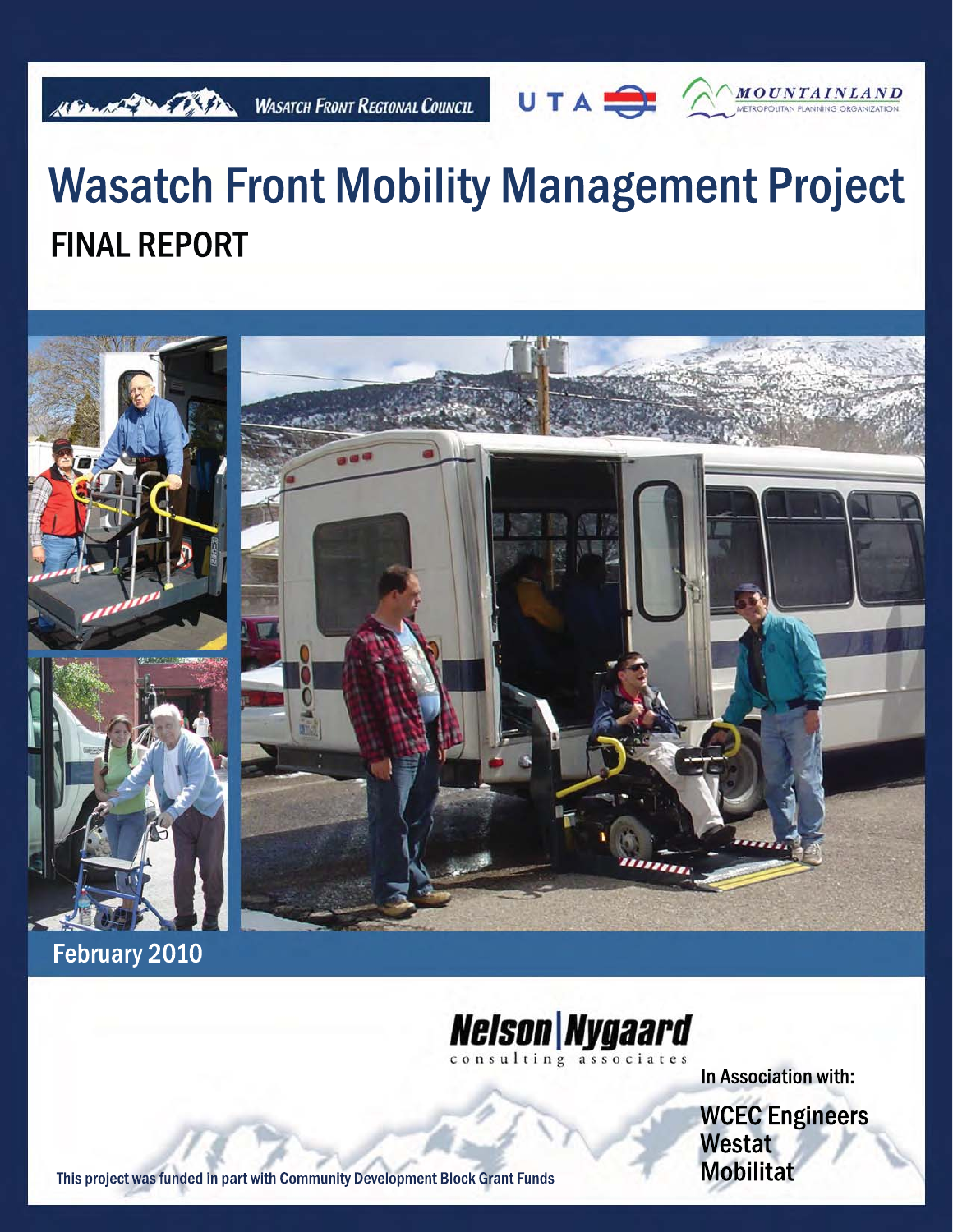WASATCH FRONT REGIONAL COUNCIL

UTA

MOUNTAINLAND METROPOLITAN PLANNING ORGANIZATION

# Wasatch Front Mobility Management Project

## FINAL REPORT

February 2010

Nelson|Nygaard consulting associates

In Association with:

WCEC Engineers
Westat
Mobilitat

This project was funded in part with Community Development Block Grant Funds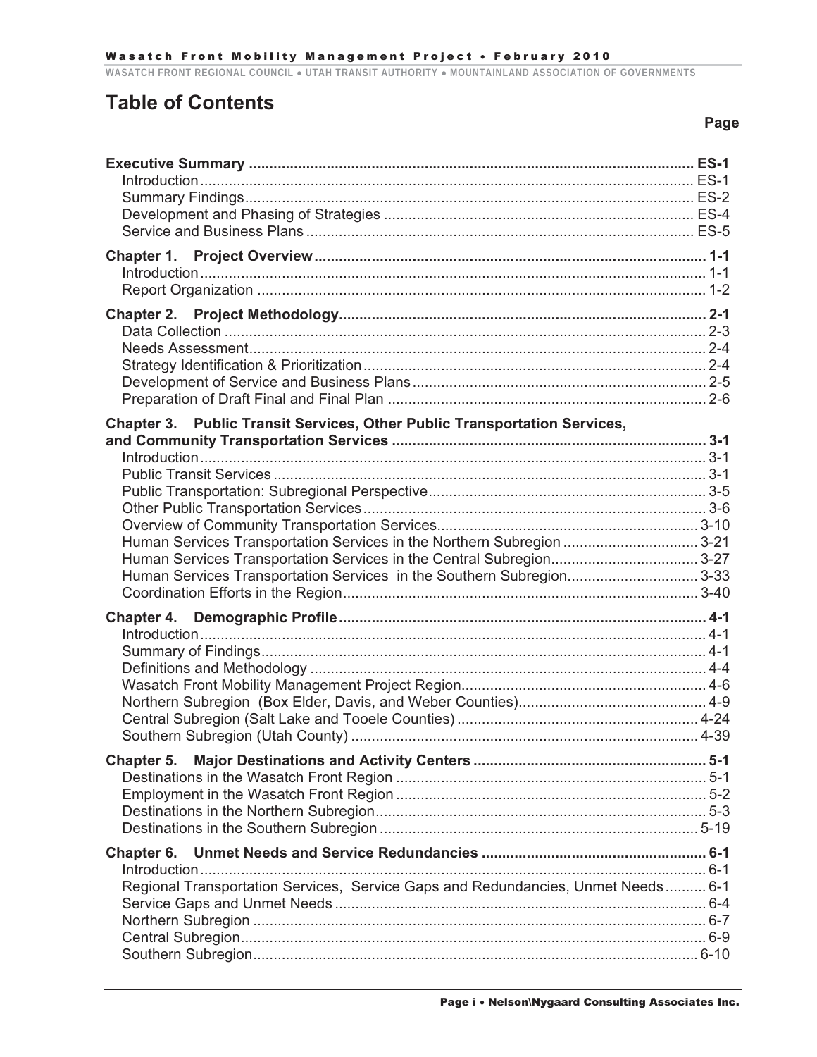# Table of Contents

Page

**Executive Summary** ............ **ES-1**
- Introduction ............ ES-1
- Summary Findings ............ ES-2
- Development and Phasing of Strategies ............ ES-4
- Service and Business Plans ............ ES-5

**Chapter 1. Project Overview** ............ **1-1**
- Introduction ............ 1-1
- Report Organization ............ 1-2

**Chapter 2. Project Methodology** ............ **2-1**
- Data Collection ............ 2-3
- Needs Assessment ............ 2-4
- Strategy Identification & Prioritization ............ 2-4
- Development of Service and Business Plans ............ 2-5
- Preparation of Draft Final and Final Plan ............ 2-6

**Chapter 3. Public Transit Services, Other Public Transportation Services, and Community Transportation Services** ............ **3-1**
- Introduction ............ 3-1
- Public Transit Services ............ 3-1
- Public Transportation: Subregional Perspective ............ 3-5
- Other Public Transportation Services ............ 3-6
- Overview of Community Transportation Services ............ 3-10
- Human Services Transportation Services in the Northern Subregion ............ 3-21
- Human Services Transportation Services in the Central Subregion ............ 3-27
- Human Services Transportation Services in the Southern Subregion ............ 3-33
- Coordination Efforts in the Region ............ 3-40

**Chapter 4. Demographic Profile** ............ **4-1**
- Introduction ............ 4-1
- Summary of Findings ............ 4-1
- Definitions and Methodology ............ 4-4
- Wasatch Front Mobility Management Project Region ............ 4-6
- Northern Subregion (Box Elder, Davis, and Weber Counties) ............ 4-9
- Central Subregion (Salt Lake and Tooele Counties) ............ 4-24
- Southern Subregion (Utah County) ............ 4-39

**Chapter 5. Major Destinations and Activity Centers** ............ **5-1**
- Destinations in the Wasatch Front Region ............ 5-1
- Employment in the Wasatch Front Region ............ 5-2
- Destinations in the Northern Subregion ............ 5-3
- Destinations in the Southern Subregion ............ 5-19

**Chapter 6. Unmet Needs and Service Redundancies** ............ **6-1**
- Introduction ............ 6-1
- Regional Transportation Services, Service Gaps and Redundancies, Unmet Needs ............ 6-1
- Service Gaps and Unmet Needs ............ 6-4
- Northern Subregion ............ 6-7
- Central Subregion ............ 6-9
- Southern Subregion ............ 6-10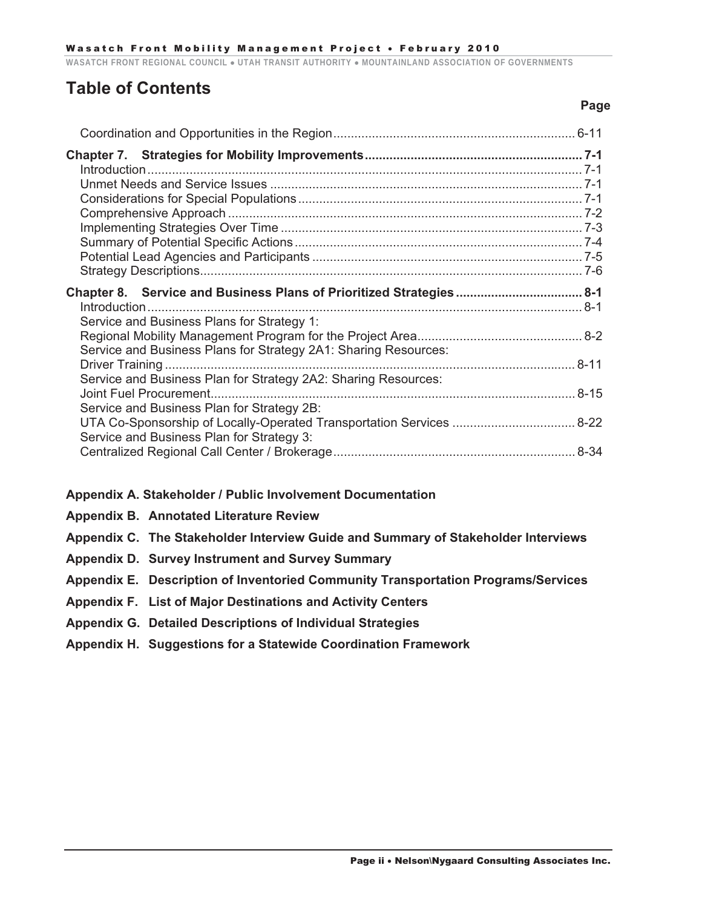# Table of Contents

**Page**

Coordination and Opportunities in the Region .................................................................... 6-11

**Chapter 7. Strategies for Mobility Improvements ............................................................. 7-1**

Introduction ........................................................................................................................... 7-1
Unmet Needs and Service Issues ........................................................................................ 7-1
Considerations for Special Populations ................................................................................ 7-1
Comprehensive Approach .................................................................................................... 7-2
Implementing Strategies Over Time ..................................................................................... 7-3
Summary of Potential Specific Actions ................................................................................. 7-4
Potential Lead Agencies and Participants ............................................................................ 7-5
Strategy Descriptions ............................................................................................................ 7-6

**Chapter 8. Service and Business Plans of Prioritized Strategies .................................... 8-1**

Introduction ........................................................................................................................... 8-1
Service and Business Plans for Strategy 1:
Regional Mobility Management Program for the Project Area .............................................. 8-2
Service and Business Plans for Strategy 2A1: Sharing Resources:
Driver Training ...................................................................................................................... 8-11
Service and Business Plan for Strategy 2A2: Sharing Resources:
Joint Fuel Procurement ......................................................................................................... 8-15
Service and Business Plan for Strategy 2B:
UTA Co-Sponsorship of Locally-Operated Transportation Services .................................... 8-22
Service and Business Plan for Strategy 3:
Centralized Regional Call Center / Brokerage ..................................................................... 8-34

**Appendix A. Stakeholder / Public Involvement Documentation**

**Appendix B. Annotated Literature Review**

**Appendix C. The Stakeholder Interview Guide and Summary of Stakeholder Interviews**

**Appendix D. Survey Instrument and Survey Summary**

**Appendix E. Description of Inventoried Community Transportation Programs/Services**

**Appendix F. List of Major Destinations and Activity Centers**

**Appendix G. Detailed Descriptions of Individual Strategies**

**Appendix H. Suggestions for a Statewide Coordination Framework**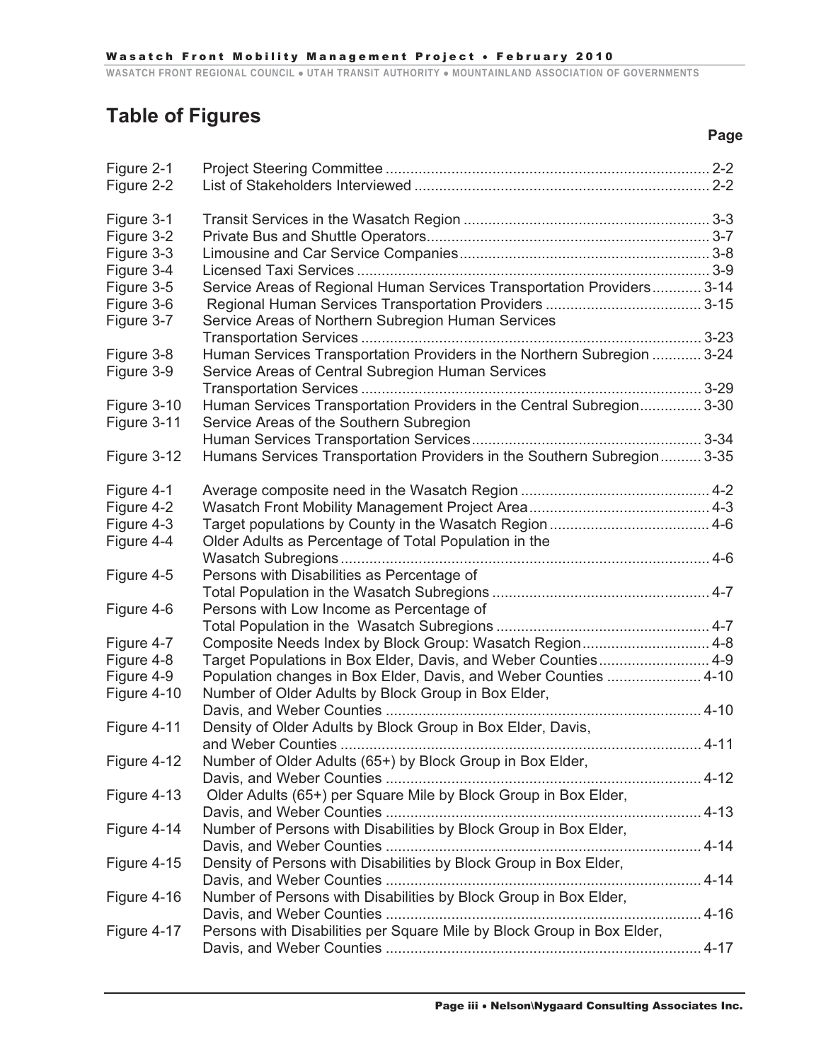# Table of Figures

| | | Page |
|---|---|---|
| Figure 2-1 | Project Steering Committee | 2-2 |
| Figure 2-2 | List of Stakeholders Interviewed | 2-2 |
| Figure 3-1 | Transit Services in the Wasatch Region | 3-3 |
| Figure 3-2 | Private Bus and Shuttle Operators | 3-7 |
| Figure 3-3 | Limousine and Car Service Companies | 3-8 |
| Figure 3-4 | Licensed Taxi Services | 3-9 |
| Figure 3-5 | Service Areas of Regional Human Services Transportation Providers | 3-14 |
| Figure 3-6 | Regional Human Services Transportation Providers | 3-15 |
| Figure 3-7 | Service Areas of Northern Subregion Human Services Transportation Services | 3-23 |
| Figure 3-8 | Human Services Transportation Providers in the Northern Subregion | 3-24 |
| Figure 3-9 | Service Areas of Central Subregion Human Services Transportation Services | 3-29 |
| Figure 3-10 | Human Services Transportation Providers in the Central Subregion | 3-30 |
| Figure 3-11 | Service Areas of the Southern Subregion Humans Services Transportation Services | 3-34 |
| Figure 3-12 | Humans Services Transportation Providers in the Southern Subregion | 3-35 |
| Figure 4-1 | Average composite need in the Wasatch Region | 4-2 |
| Figure 4-2 | Wasatch Front Mobility Management Project Area | 4-3 |
| Figure 4-3 | Target populations by County in the Wasatch Region | 4-6 |
| Figure 4-4 | Older Adults as Percentage of Total Population in the Wasatch Subregions | 4-6 |
| Figure 4-5 | Persons with Disabilities as Percentage of Total Population in the Wasatch Subregions | 4-7 |
| Figure 4-6 | Persons with Low Income as Percentage of Total Population in the Wasatch Subregions | 4-7 |
| Figure 4-7 | Composite Needs Index by Block Group: Wasatch Region | 4-8 |
| Figure 4-8 | Target Populations in Box Elder, Davis, and Weber Counties | 4-9 |
| Figure 4-9 | Population changes in Box Elder, Davis, and Weber Counties | 4-10 |
| Figure 4-10 | Number of Older Adults by Block Group in Box Elder, Davis, and Weber Counties | 4-10 |
| Figure 4-11 | Density of Older Adults by Block Group in Box Elder, Davis, and Weber Counties | 4-11 |
| Figure 4-12 | Number of Older Adults (65+) by Block Group in Box Elder, Davis, and Weber Counties | 4-12 |
| Figure 4-13 | Older Adults (65+) per Square Mile by Block Group in Box Elder, Davis, and Weber Counties | 4-13 |
| Figure 4-14 | Number of Persons with Disabilities by Block Group in Box Elder, Davis, and Weber Counties | 4-14 |
| Figure 4-15 | Density of Persons with Disabilities by Block Group in Box Elder, Davis, and Weber Counties | 4-14 |
| Figure 4-16 | Number of Persons with Disabilities by Block Group in Box Elder, Davis, and Weber Counties | 4-16 |
| Figure 4-17 | Persons with Disabilities per Square Mile by Block Group in Box Elder, Davis, and Weber Counties | 4-17 |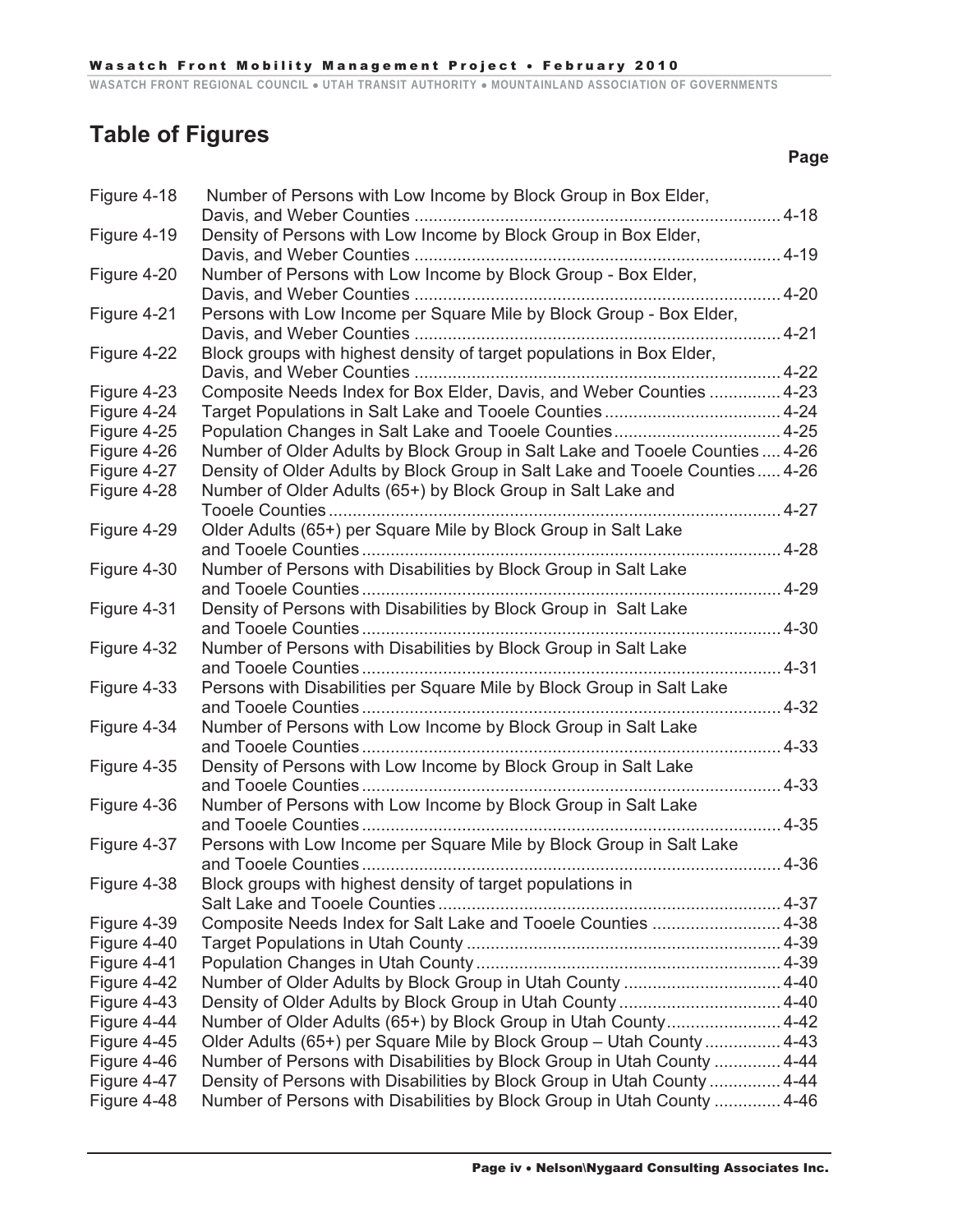# Table of Figures

| | | Page |
|---|---|---|
| Figure 4-18 | Number of Persons with Low Income by Block Group in Box Elder, Davis, and Weber Counties | 4-18 |
| Figure 4-19 | Density of Persons with Low Income by Block Group in Box Elder, Davis, and Weber Counties | 4-19 |
| Figure 4-20 | Number of Persons with Low Income by Block Group - Box Elder, Davis, and Weber Counties | 4-20 |
| Figure 4-21 | Persons with Low Income per Square Mile by Block Group - Box Elder, Davis, and Weber Counties | 4-21 |
| Figure 4-22 | Block groups with highest density of target populations in Box Elder, Davis, and Weber Counties | 4-22 |
| Figure 4-23 | Composite Needs Index for Box Elder, Davis, and Weber Counties | 4-23 |
| Figure 4-24 | Target Populations in Salt Lake and Tooele Counties | 4-24 |
| Figure 4-25 | Population Changes in Salt Lake and Tooele Counties | 4-25 |
| Figure 4-26 | Number of Older Adults by Block Group in Salt Lake and Tooele Counties | 4-26 |
| Figure 4-27 | Density of Older Adults by Block Group in Salt Lake and Tooele Counties | 4-26 |
| Figure 4-28 | Number of Older Adults (65+) by Block Group in Salt Lake and Tooele Counties | 4-27 |
| Figure 4-29 | Older Adults (65+) per Square Mile by Block Group in Salt Lake and Tooele Counties | 4-28 |
| Figure 4-30 | Number of Persons with Disabilities by Block Group in Salt Lake and Tooele Counties | 4-29 |
| Figure 4-31 | Density of Persons with Disabilities by Block Group in Salt Lake and Tooele Counties | 4-30 |
| Figure 4-32 | Number of Persons with Disabilities by Block Group in Salt Lake and Tooele Counties | 4-31 |
| Figure 4-33 | Persons with Disabilities per Square Mile by Block Group in Salt Lake and Tooele Counties | 4-32 |
| Figure 4-34 | Number of Persons with Low Income by Block Group in Salt Lake and Tooele Counties | 4-33 |
| Figure 4-35 | Density of Persons with Low Income by Block Group in Salt Lake and Tooele Counties | 4-33 |
| Figure 4-36 | Number of Persons with Low Income by Block Group in Salt Lake and Tooele Counties | 4-35 |
| Figure 4-37 | Persons with Low Income per Square Mile by Block Group in Salt Lake and Tooele Counties | 4-36 |
| Figure 4-38 | Block groups with highest density of target populations in Salt Lake and Tooele Counties | 4-37 |
| Figure 4-39 | Composite Needs Index for Salt Lake and Tooele Counties | 4-38 |
| Figure 4-40 | Target Populations in Utah County | 4-39 |
| Figure 4-41 | Population Changes in Utah County | 4-39 |
| Figure 4-42 | Number of Older Adults by Block Group in Utah County | 4-40 |
| Figure 4-43 | Density of Older Adults by Block Group in Utah County | 4-40 |
| Figure 4-44 | Number of Older Adults (65+) by Block Group in Utah County | 4-42 |
| Figure 4-45 | Older Adults (65+) per Square Mile by Block Group – Utah County | 4-43 |
| Figure 4-46 | Number of Persons with Disabilities by Block Group in Utah County | 4-44 |
| Figure 4-47 | Density of Persons with Disabilities by Block Group in Utah County | 4-44 |
| Figure 4-48 | Number of Persons with Disabilities by Block Group in Utah County | 4-46 |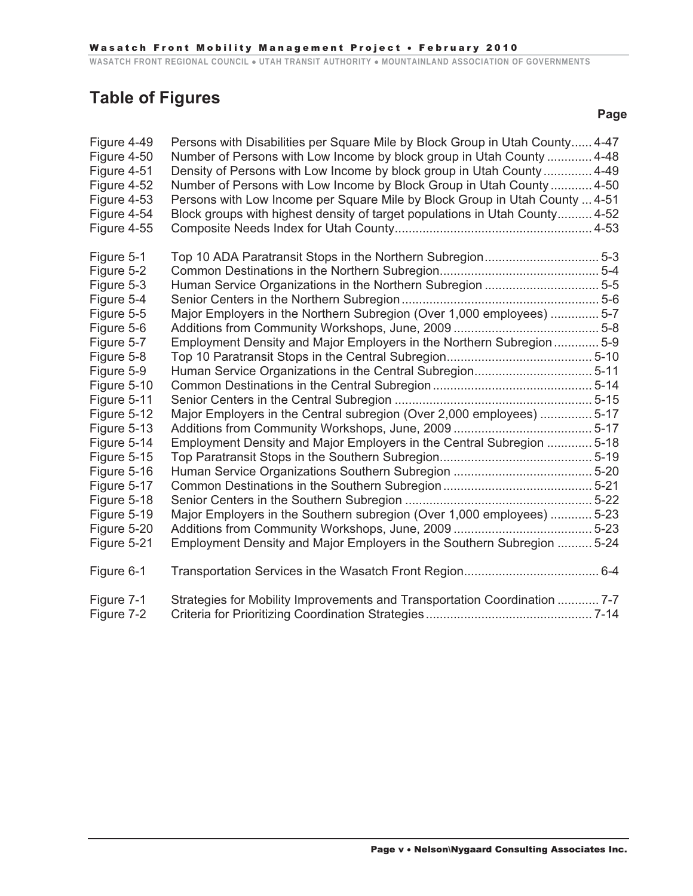# Table of Figures

| Figure | Title | Page |
|---|---|---|
| Figure 4-49 | Persons with Disabilities per Square Mile by Block Group in Utah County | 4-47 |
| Figure 4-50 | Number of Persons with Low Income by block group in Utah County | 4-48 |
| Figure 4-51 | Density of Persons with Low Income by block group in Utah County | 4-49 |
| Figure 4-52 | Number of Persons with Low Income by Block Group in Utah County | 4-50 |
| Figure 4-53 | Persons with Low Income per Square Mile by Block Group in Utah County | 4-51 |
| Figure 4-54 | Block groups with highest density of target populations in Utah County | 4-52 |
| Figure 4-55 | Composite Needs Index for Utah County | 4-53 |
| Figure 5-1 | Top 10 ADA Paratransit Stops in the Northern Subregion | 5-3 |
| Figure 5-2 | Common Destinations in the Northern Subregion | 5-4 |
| Figure 5-3 | Human Service Organizations in the Northern Subregion | 5-5 |
| Figure 5-4 | Senior Centers in the Northern Subregion | 5-6 |
| Figure 5-5 | Major Employers in the Northern Subregion (Over 1,000 employees) | 5-7 |
| Figure 5-6 | Additions from Community Workshops, June, 2009 | 5-8 |
| Figure 5-7 | Employment Density and Major Employers in the Northern Subregion | 5-9 |
| Figure 5-8 | Top 10 Paratransit Stops in the Central Subregion | 5-10 |
| Figure 5-9 | Human Service Organizations in the Central Subregion | 5-11 |
| Figure 5-10 | Common Destinations in the Central Subregion | 5-14 |
| Figure 5-11 | Senior Centers in the Central Subregion | 5-15 |
| Figure 5-12 | Major Employers in the Central subregion (Over 2,000 employees) | 5-17 |
| Figure 5-13 | Additions from Community Workshops, June, 2009 | 5-17 |
| Figure 5-14 | Employment Density and Major Employers in the Central Subregion | 5-18 |
| Figure 5-15 | Top Paratransit Stops in the Southern Subregion | 5-19 |
| Figure 5-16 | Human Service Organizations Southern Subregion | 5-20 |
| Figure 5-17 | Common Destinations in the Southern Subregion | 5-21 |
| Figure 5-18 | Senior Centers in the Southern Subregion | 5-22 |
| Figure 5-19 | Major Employers in the Southern subregion (Over 1,000 employees) | 5-23 |
| Figure 5-20 | Additions from Community Workshops, June, 2009 | 5-23 |
| Figure 5-21 | Employment Density and Major Employers in the Southern Subregion | 5-24 |
| Figure 6-1 | Transportation Services in the Wasatch Front Region | 6-4 |
| Figure 7-1 | Strategies for Mobility Improvements and Transportation Coordination | 7-7 |
| Figure 7-2 | Criteria for Prioritizing Coordination Strategies | 7-14 |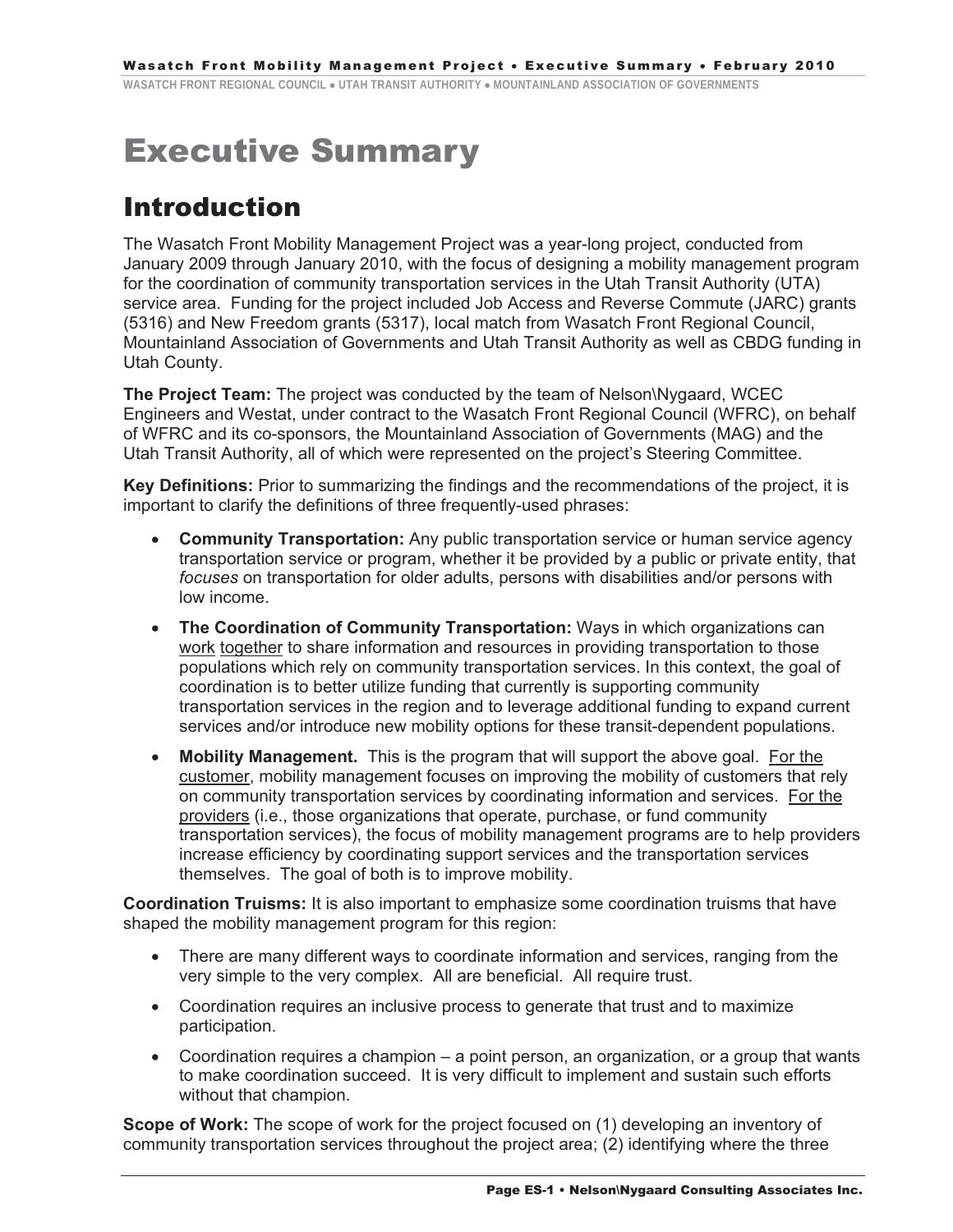# Executive Summary

## Introduction

The Wasatch Front Mobility Management Project was a year-long project, conducted from January 2009 through January 2010, with the focus of designing a mobility management program for the coordination of community transportation services in the Utah Transit Authority (UTA) service area. Funding for the project included Job Access and Reverse Commute (JARC) grants (5316) and New Freedom grants (5317), local match from Wasatch Front Regional Council, Mountainland Association of Governments and Utah Transit Authority as well as CBDG funding in Utah County.

**The Project Team:** The project was conducted by the team of Nelson\Nygaard, WCEC Engineers and Westat, under contract to the Wasatch Front Regional Council (WFRC), on behalf of WFRC and its co-sponsors, the Mountainland Association of Governments (MAG) and the Utah Transit Authority, all of which were represented on the project's Steering Committee.

**Key Definitions:** Prior to summarizing the findings and the recommendations of the project, it is important to clarify the definitions of three frequently-used phrases:

- **Community Transportation:** Any public transportation service or human service agency transportation service or program, whether it be provided by a public or private entity, that *focuses* on transportation for older adults, persons with disabilities and/or persons with low income.
- **The Coordination of Community Transportation:** Ways in which organizations can work together to share information and resources in providing transportation to those populations which rely on community transportation services. In this context, the goal of coordination is to better utilize funding that currently is supporting community transportation services in the region and to leverage additional funding to expand current services and/or introduce new mobility options for these transit-dependent populations.
- **Mobility Management.** This is the program that will support the above goal. For the customer, mobility management focuses on improving the mobility of customers that rely on community transportation services by coordinating information and services. For the providers (i.e., those organizations that operate, purchase, or fund community transportation services), the focus of mobility management programs are to help providers increase efficiency by coordinating support services and the transportation services themselves. The goal of both is to improve mobility.

**Coordination Truisms:** It is also important to emphasize some coordination truisms that have shaped the mobility management program for this region:

- There are many different ways to coordinate information and services, ranging from the very simple to the very complex. All are beneficial. All require trust.
- Coordination requires an inclusive process to generate that trust and to maximize participation.
- Coordination requires a champion – a point person, an organization, or a group that wants to make coordination succeed. It is very difficult to implement and sustain such efforts without that champion.

**Scope of Work:** The scope of work for the project focused on (1) developing an inventory of community transportation services throughout the project area; (2) identifying where the three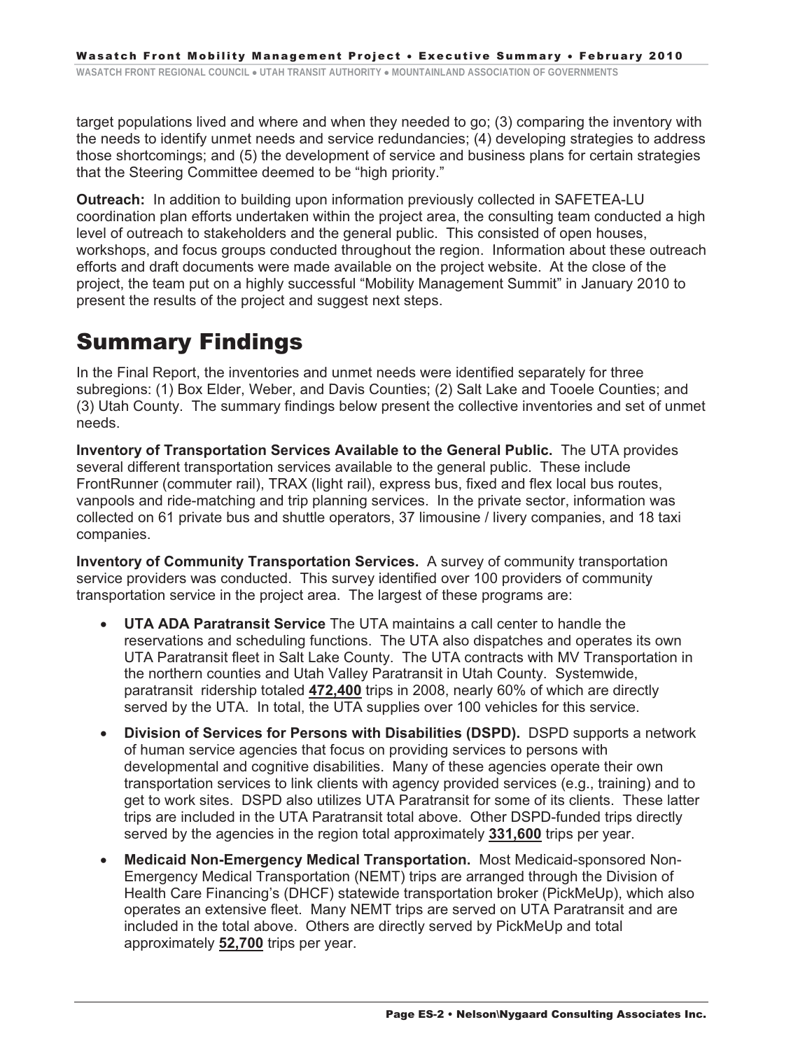target populations lived and where and when they needed to go; (3) comparing the inventory with the needs to identify unmet needs and service redundancies; (4) developing strategies to address those shortcomings; and (5) the development of service and business plans for certain strategies that the Steering Committee deemed to be "high priority."

**Outreach:** In addition to building upon information previously collected in SAFETEA-LU coordination plan efforts undertaken within the project area, the consulting team conducted a high level of outreach to stakeholders and the general public. This consisted of open houses, workshops, and focus groups conducted throughout the region. Information about these outreach efforts and draft documents were made available on the project website. At the close of the project, the team put on a highly successful "Mobility Management Summit" in January 2010 to present the results of the project and suggest next steps.

# Summary Findings

In the Final Report, the inventories and unmet needs were identified separately for three subregions: (1) Box Elder, Weber, and Davis Counties; (2) Salt Lake and Tooele Counties; and (3) Utah County. The summary findings below present the collective inventories and set of unmet needs.

**Inventory of Transportation Services Available to the General Public.** The UTA provides several different transportation services available to the general public. These include FrontRunner (commuter rail), TRAX (light rail), express bus, fixed and flex local bus routes, vanpools and ride-matching and trip planning services. In the private sector, information was collected on 61 private bus and shuttle operators, 37 limousine / livery companies, and 18 taxi companies.

**Inventory of Community Transportation Services.** A survey of community transportation service providers was conducted. This survey identified over 100 providers of community transportation service in the project area. The largest of these programs are:

- **UTA ADA Paratransit Service** The UTA maintains a call center to handle the reservations and scheduling functions. The UTA also dispatches and operates its own UTA Paratransit fleet in Salt Lake County. The UTA contracts with MV Transportation in the northern counties and Utah Valley Paratransit in Utah County. Systemwide, paratransit ridership totaled **472,400** trips in 2008, nearly 60% of which are directly served by the UTA. In total, the UTA supplies over 100 vehicles for this service.
- **Division of Services for Persons with Disabilities (DSPD).** DSPD supports a network of human service agencies that focus on providing services to persons with developmental and cognitive disabilities. Many of these agencies operate their own transportation services to link clients with agency provided services (e.g., training) and to get to work sites. DSPD also utilizes UTA Paratransit for some of its clients. These latter trips are included in the UTA Paratransit total above. Other DSPD-funded trips directly served by the agencies in the region total approximately **331,600** trips per year.
- **Medicaid Non-Emergency Medical Transportation.** Most Medicaid-sponsored Non-Emergency Medical Transportation (NEMT) trips are arranged through the Division of Health Care Financing's (DHCF) statewide transportation broker (PickMeUp), which also operates an extensive fleet. Many NEMT trips are served on UTA Paratransit and are included in the total above. Others are directly served by PickMeUp and total approximately **52,700** trips per year.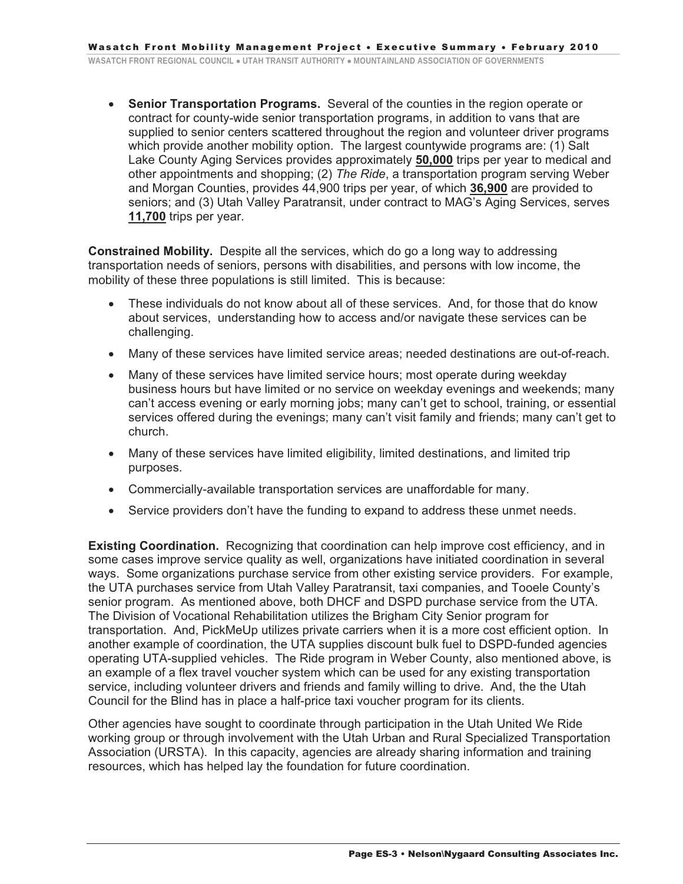- **Senior Transportation Programs.** Several of the counties in the region operate or contract for county-wide senior transportation programs, in addition to vans that are supplied to senior centers scattered throughout the region and volunteer driver programs which provide another mobility option. The largest countywide programs are: (1) Salt Lake County Aging Services provides approximately **50,000** trips per year to medical and other appointments and shopping; (2) *The Ride*, a transportation program serving Weber and Morgan Counties, provides 44,900 trips per year, of which **36,900** are provided to seniors; and (3) Utah Valley Paratransit, under contract to MAG's Aging Services, serves **11,700** trips per year.

**Constrained Mobility.** Despite all the services, which do go a long way to addressing transportation needs of seniors, persons with disabilities, and persons with low income, the mobility of these three populations is still limited. This is because:

- These individuals do not know about all of these services. And, for those that do know about services, understanding how to access and/or navigate these services can be challenging.
- Many of these services have limited service areas; needed destinations are out-of-reach.
- Many of these services have limited service hours; most operate during weekday business hours but have limited or no service on weekday evenings and weekends; many can't access evening or early morning jobs; many can't get to school, training, or essential services offered during the evenings; many can't visit family and friends; many can't get to church.
- Many of these services have limited eligibility, limited destinations, and limited trip purposes.
- Commercially-available transportation services are unaffordable for many.
- Service providers don't have the funding to expand to address these unmet needs.

**Existing Coordination.** Recognizing that coordination can help improve cost efficiency, and in some cases improve service quality as well, organizations have initiated coordination in several ways. Some organizations purchase service from other existing service providers. For example, the UTA purchases service from Utah Valley Paratransit, taxi companies, and Tooele County's senior program. As mentioned above, both DHCF and DSPD purchase service from the UTA. The Division of Vocational Rehabilitation utilizes the Brigham City Senior program for transportation. And, PickMeUp utilizes private carriers when it is a more cost efficient option. In another example of coordination, the UTA supplies discount bulk fuel to DSPD-funded agencies operating UTA-supplied vehicles. The Ride program in Weber County, also mentioned above, is an example of a flex travel voucher system which can be used for any existing transportation service, including volunteer drivers and friends and family willing to drive. And, the the Utah Council for the Blind has in place a half-price taxi voucher program for its clients.

Other agencies have sought to coordinate through participation in the Utah United We Ride working group or through involvement with the Utah Urban and Rural Specialized Transportation Association (URSTA). In this capacity, agencies are already sharing information and training resources, which has helped lay the foundation for future coordination.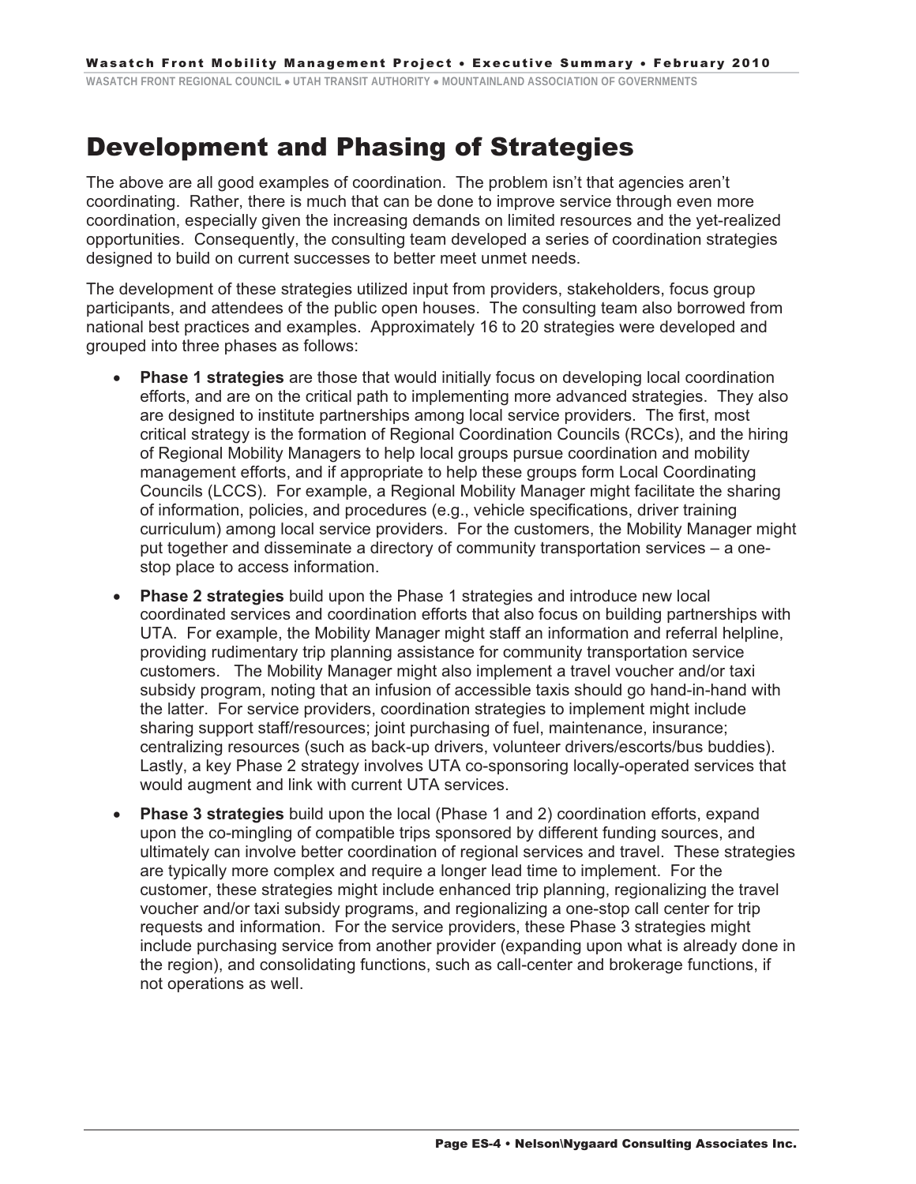# Development and Phasing of Strategies

The above are all good examples of coordination. The problem isn't that agencies aren't coordinating. Rather, there is much that can be done to improve service through even more coordination, especially given the increasing demands on limited resources and the yet-realized opportunities. Consequently, the consulting team developed a series of coordination strategies designed to build on current successes to better meet unmet needs.

The development of these strategies utilized input from providers, stakeholders, focus group participants, and attendees of the public open houses. The consulting team also borrowed from national best practices and examples. Approximately 16 to 20 strategies were developed and grouped into three phases as follows:

- **Phase 1 strategies** are those that would initially focus on developing local coordination efforts, and are on the critical path to implementing more advanced strategies. They also are designed to institute partnerships among local service providers. The first, most critical strategy is the formation of Regional Coordination Councils (RCCs), and the hiring of Regional Mobility Managers to help local groups pursue coordination and mobility management efforts, and if appropriate to help these groups form Local Coordinating Councils (LCCS). For example, a Regional Mobility Manager might facilitate the sharing of information, policies, and procedures (e.g., vehicle specifications, driver training curriculum) among local service providers. For the customers, the Mobility Manager might put together and disseminate a directory of community transportation services – a one-stop place to access information.
- **Phase 2 strategies** build upon the Phase 1 strategies and introduce new local coordinated services and coordination efforts that also focus on building partnerships with UTA. For example, the Mobility Manager might staff an information and referral helpline, providing rudimentary trip planning assistance for community transportation service customers. The Mobility Manager might also implement a travel voucher and/or taxi subsidy program, noting that an infusion of accessible taxis should go hand-in-hand with the latter. For service providers, coordination strategies to implement might include sharing support staff/resources; joint purchasing of fuel, maintenance, insurance; centralizing resources (such as back-up drivers, volunteer drivers/escorts/bus buddies). Lastly, a key Phase 2 strategy involves UTA co-sponsoring locally-operated services that would augment and link with current UTA services.
- **Phase 3 strategies** build upon the local (Phase 1 and 2) coordination efforts, expand upon the co-mingling of compatible trips sponsored by different funding sources, and ultimately can involve better coordination of regional services and travel. These strategies are typically more complex and require a longer lead time to implement. For the customer, these strategies might include enhanced trip planning, regionalizing the travel voucher and/or taxi subsidy programs, and regionalizing a one-stop call center for trip requests and information. For the service providers, these Phase 3 strategies might include purchasing service from another provider (expanding upon what is already done in the region), and consolidating functions, such as call-center and brokerage functions, if not operations as well.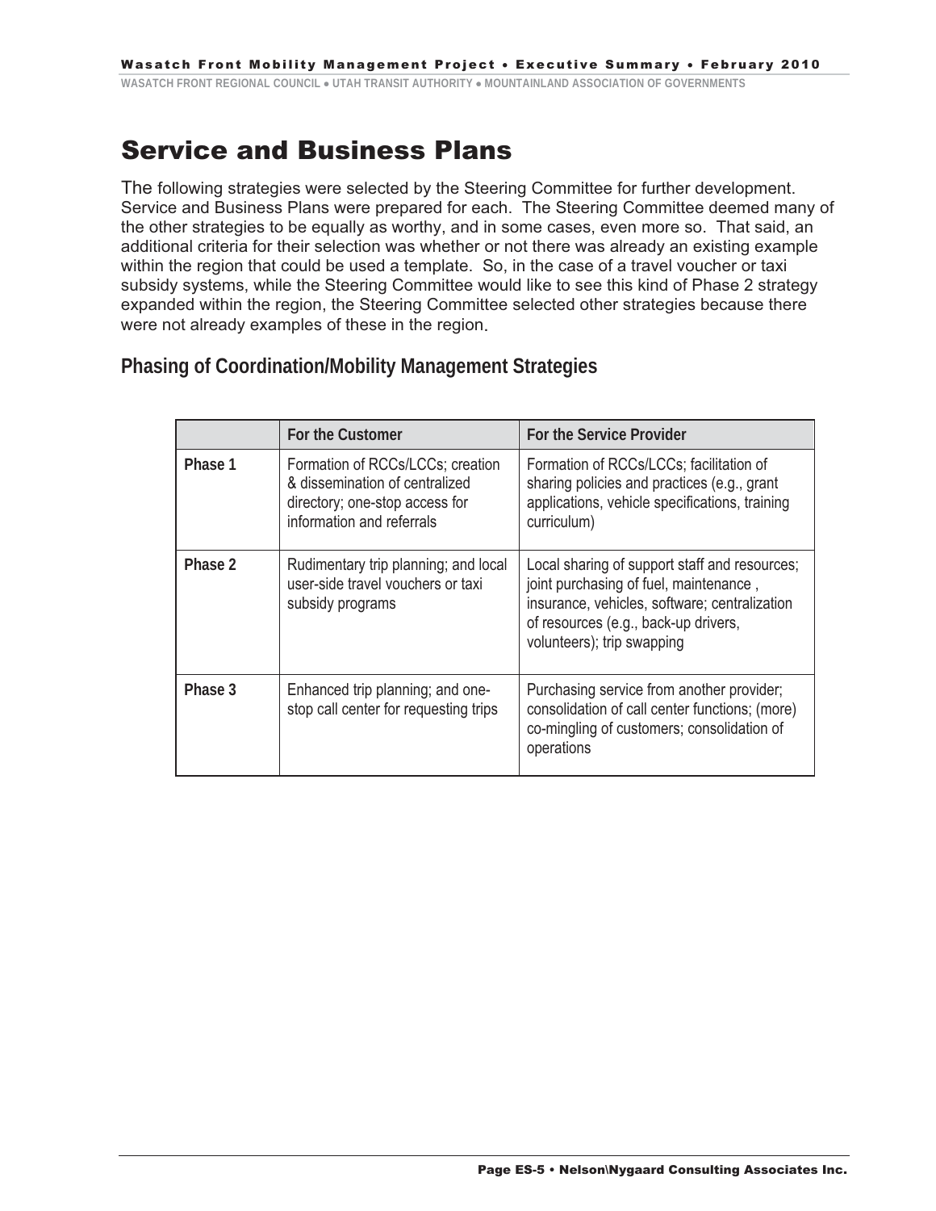# Service and Business Plans

The following strategies were selected by the Steering Committee for further development. Service and Business Plans were prepared for each. The Steering Committee deemed many of the other strategies to be equally as worthy, and in some cases, even more so. That said, an additional criteria for their selection was whether or not there was already an existing example within the region that could be used a template. So, in the case of a travel voucher or taxi subsidy systems, while the Steering Committee would like to see this kind of Phase 2 strategy expanded within the region, the Steering Committee selected other strategies because there were not already examples of these in the region.

## Phasing of Coordination/Mobility Management Strategies

| | For the Customer | For the Service Provider |
|---|---|---|
| Phase 1 | Formation of RCCs/LCCs; creation & dissemination of centralized directory; one-stop access for information and referrals | Formation of RCCs/LCCs; facilitation of sharing policies and practices (e.g., grant applications, vehicle specifications, training curriculum) |
| Phase 2 | Rudimentary trip planning; and local user-side travel vouchers or taxi subsidy programs | Local sharing of support staff and resources; joint purchasing of fuel, maintenance , insurance, vehicles, software; centralization of resources (e.g., back-up drivers, volunteers); trip swapping |
| Phase 3 | Enhanced trip planning; and one-stop call center for requesting trips | Purchasing service from another provider; consolidation of call center functions; (more) co-mingling of customers; consolidation of operations |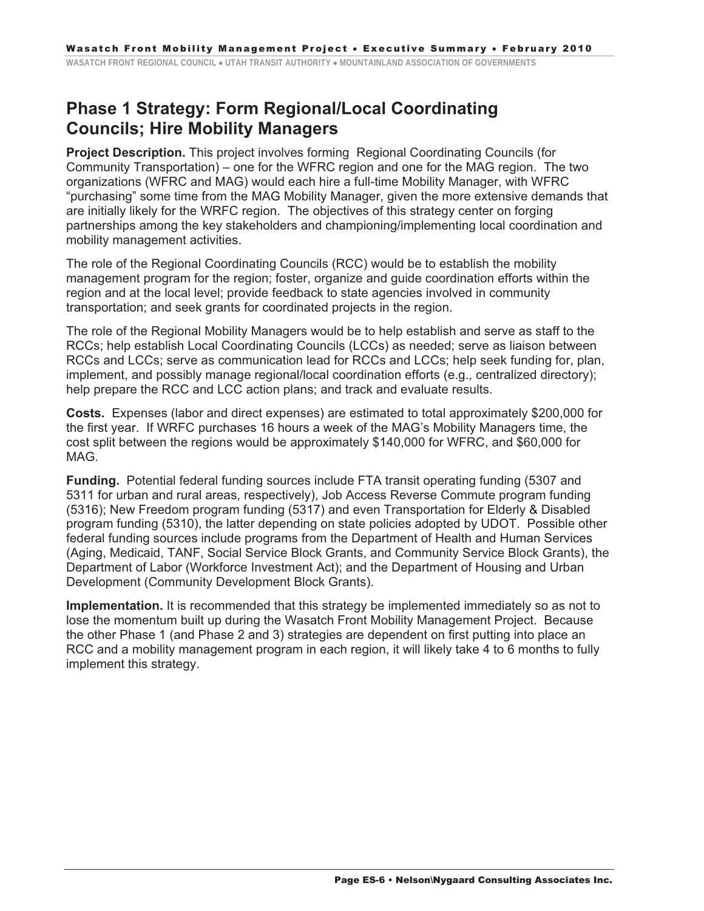# Phase 1 Strategy: Form Regional/Local Coordinating Councils; Hire Mobility Managers

**Project Description.** This project involves forming Regional Coordinating Councils (for Community Transportation) – one for the WFRC region and one for the MAG region. The two organizations (WFRC and MAG) would each hire a full-time Mobility Manager, with WFRC "purchasing" some time from the MAG Mobility Manager, given the more extensive demands that are initially likely for the WRFC region. The objectives of this strategy center on forging partnerships among the key stakeholders and championing/implementing local coordination and mobility management activities.

The role of the Regional Coordinating Councils (RCC) would be to establish the mobility management program for the region; foster, organize and guide coordination efforts within the region and at the local level; provide feedback to state agencies involved in community transportation; and seek grants for coordinated projects in the region.

The role of the Regional Mobility Managers would be to help establish and serve as staff to the RCCs; help establish Local Coordinating Councils (LCCs) as needed; serve as liaison between RCCs and LCCs; serve as communication lead for RCCs and LCCs; help seek funding for, plan, implement, and possibly manage regional/local coordination efforts (e.g., centralized directory); help prepare the RCC and LCC action plans; and track and evaluate results.

**Costs.** Expenses (labor and direct expenses) are estimated to total approximately $200,000 for the first year. If WRFC purchases 16 hours a week of the MAG's Mobility Managers time, the cost split between the regions would be approximately $140,000 for WFRC, and $60,000 for MAG.

**Funding.** Potential federal funding sources include FTA transit operating funding (5307 and 5311 for urban and rural areas, respectively), Job Access Reverse Commute program funding (5316); New Freedom program funding (5317) and even Transportation for Elderly & Disabled program funding (5310), the latter depending on state policies adopted by UDOT. Possible other federal funding sources include programs from the Department of Health and Human Services (Aging, Medicaid, TANF, Social Service Block Grants, and Community Service Block Grants), the Department of Labor (Workforce Investment Act); and the Department of Housing and Urban Development (Community Development Block Grants).

**Implementation.** It is recommended that this strategy be implemented immediately so as not to lose the momentum built up during the Wasatch Front Mobility Management Project. Because the other Phase 1 (and Phase 2 and 3) strategies are dependent on first putting into place an RCC and a mobility management program in each region, it will likely take 4 to 6 months to fully implement this strategy.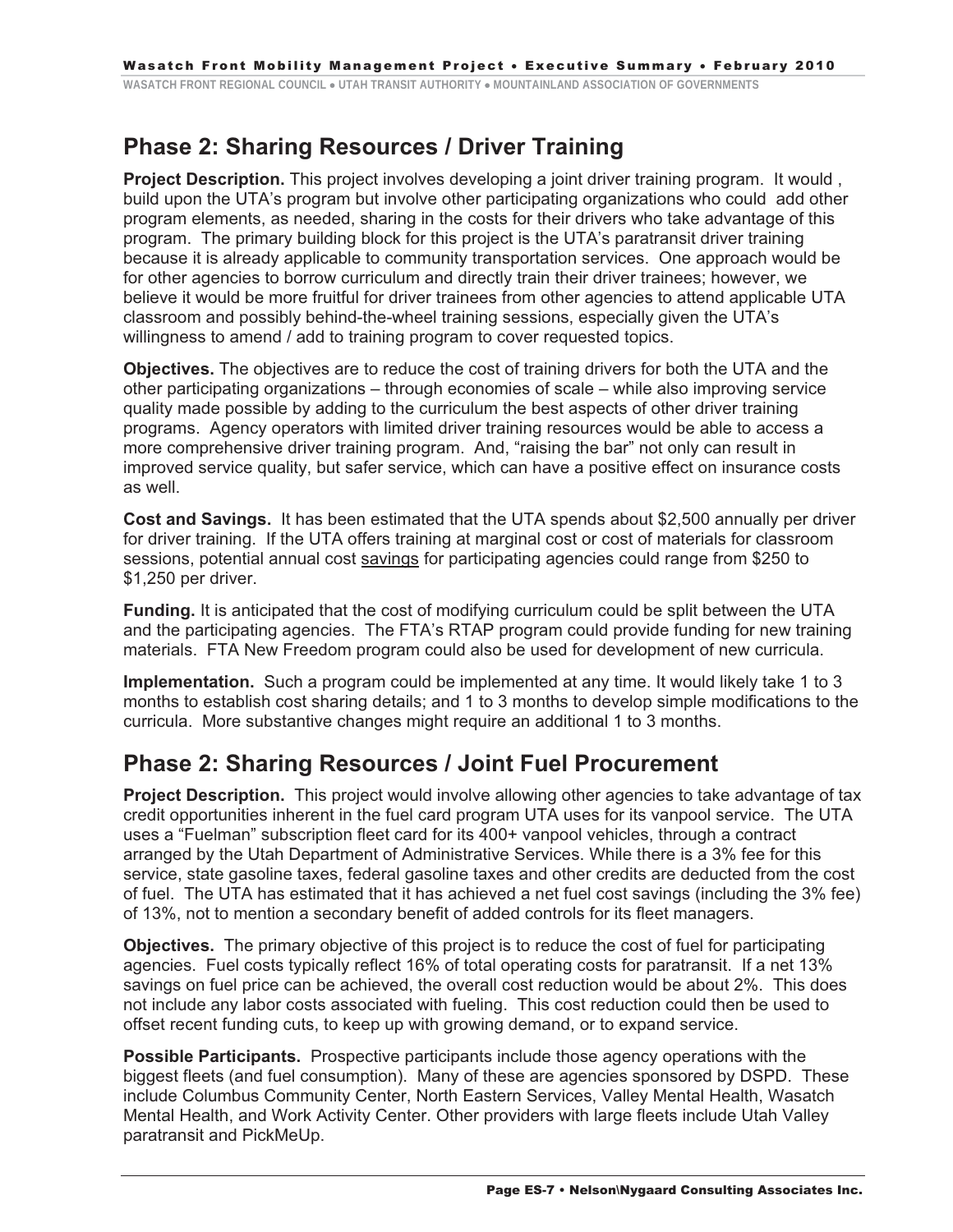## Phase 2: Sharing Resources / Driver Training

**Project Description.** This project involves developing a joint driver training program. It would , build upon the UTA's program but involve other participating organizations who could add other program elements, as needed, sharing in the costs for their drivers who take advantage of this program. The primary building block for this project is the UTA's paratransit driver training because it is already applicable to community transportation services. One approach would be for other agencies to borrow curriculum and directly train their driver trainees; however, we believe it would be more fruitful for driver trainees from other agencies to attend applicable UTA classroom and possibly behind-the-wheel training sessions, especially given the UTA's willingness to amend / add to training program to cover requested topics.

**Objectives.** The objectives are to reduce the cost of training drivers for both the UTA and the other participating organizations – through economies of scale – while also improving service quality made possible by adding to the curriculum the best aspects of other driver training programs. Agency operators with limited driver training resources would be able to access a more comprehensive driver training program. And, "raising the bar" not only can result in improved service quality, but safer service, which can have a positive effect on insurance costs as well.

**Cost and Savings.** It has been estimated that the UTA spends about $2,500 annually per driver for driver training. If the UTA offers training at marginal cost or cost of materials for classroom sessions, potential annual cost savings for participating agencies could range from $250 to $1,250 per driver.

**Funding.** It is anticipated that the cost of modifying curriculum could be split between the UTA and the participating agencies. The FTA's RTAP program could provide funding for new training materials. FTA New Freedom program could also be used for development of new curricula.

**Implementation.** Such a program could be implemented at any time. It would likely take 1 to 3 months to establish cost sharing details; and 1 to 3 months to develop simple modifications to the curricula. More substantive changes might require an additional 1 to 3 months.

## Phase 2: Sharing Resources / Joint Fuel Procurement

**Project Description.** This project would involve allowing other agencies to take advantage of tax credit opportunities inherent in the fuel card program UTA uses for its vanpool service. The UTA uses a "Fuelman" subscription fleet card for its 400+ vanpool vehicles, through a contract arranged by the Utah Department of Administrative Services. While there is a 3% fee for this service, state gasoline taxes, federal gasoline taxes and other credits are deducted from the cost of fuel. The UTA has estimated that it has achieved a net fuel cost savings (including the 3% fee) of 13%, not to mention a secondary benefit of added controls for its fleet managers.

**Objectives.** The primary objective of this project is to reduce the cost of fuel for participating agencies. Fuel costs typically reflect 16% of total operating costs for paratransit. If a net 13% savings on fuel price can be achieved, the overall cost reduction would be about 2%. This does not include any labor costs associated with fueling. This cost reduction could then be used to offset recent funding cuts, to keep up with growing demand, or to expand service.

**Possible Participants.** Prospective participants include those agency operations with the biggest fleets (and fuel consumption). Many of these are agencies sponsored by DSPD. These include Columbus Community Center, North Eastern Services, Valley Mental Health, Wasatch Mental Health, and Work Activity Center. Other providers with large fleets include Utah Valley paratransit and PickMeUp.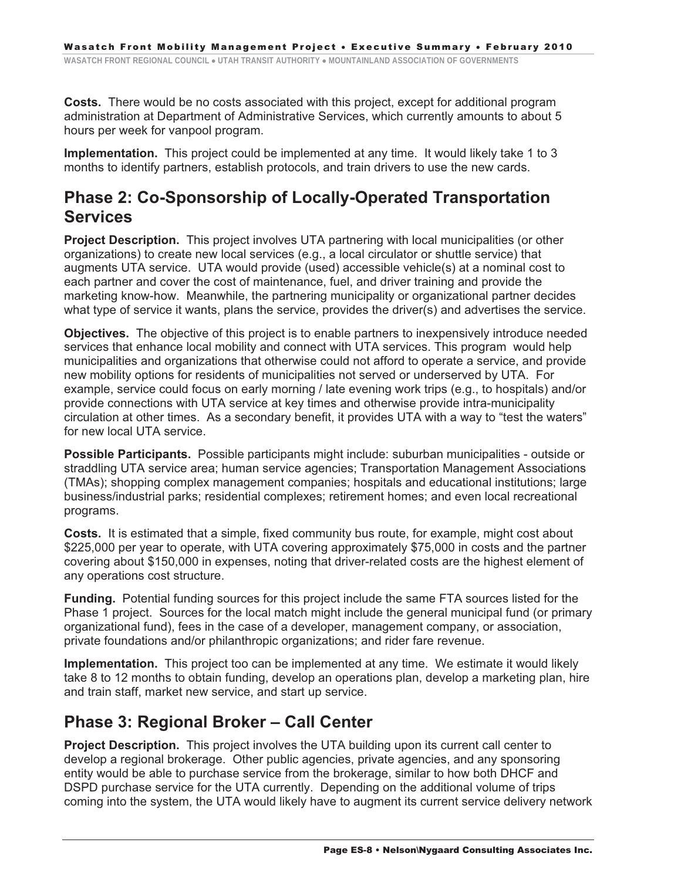**Costs.** There would be no costs associated with this project, except for additional program administration at Department of Administrative Services, which currently amounts to about 5 hours per week for vanpool program.

**Implementation.** This project could be implemented at any time. It would likely take 1 to 3 months to identify partners, establish protocols, and train drivers to use the new cards.

## Phase 2: Co-Sponsorship of Locally-Operated Transportation Services

**Project Description.** This project involves UTA partnering with local municipalities (or other organizations) to create new local services (e.g., a local circulator or shuttle service) that augments UTA service. UTA would provide (used) accessible vehicle(s) at a nominal cost to each partner and cover the cost of maintenance, fuel, and driver training and provide the marketing know-how. Meanwhile, the partnering municipality or organizational partner decides what type of service it wants, plans the service, provides the driver(s) and advertises the service.

**Objectives.** The objective of this project is to enable partners to inexpensively introduce needed services that enhance local mobility and connect with UTA services. This program would help municipalities and organizations that otherwise could not afford to operate a service, and provide new mobility options for residents of municipalities not served or underserved by UTA. For example, service could focus on early morning / late evening work trips (e.g., to hospitals) and/or provide connections with UTA service at key times and otherwise provide intra-municipality circulation at other times. As a secondary benefit, it provides UTA with a way to "test the waters" for new local UTA service.

**Possible Participants.** Possible participants might include: suburban municipalities - outside or straddling UTA service area; human service agencies; Transportation Management Associations (TMAs); shopping complex management companies; hospitals and educational institutions; large business/industrial parks; residential complexes; retirement homes; and even local recreational programs.

**Costs.** It is estimated that a simple, fixed community bus route, for example, might cost about \$225,000 per year to operate, with UTA covering approximately \$75,000 in costs and the partner covering about \$150,000 in expenses, noting that driver-related costs are the highest element of any operations cost structure.

**Funding.** Potential funding sources for this project include the same FTA sources listed for the Phase 1 project. Sources for the local match might include the general municipal fund (or primary organizational fund), fees in the case of a developer, management company, or association, private foundations and/or philanthropic organizations; and rider fare revenue.

**Implementation.** This project too can be implemented at any time. We estimate it would likely take 8 to 12 months to obtain funding, develop an operations plan, develop a marketing plan, hire and train staff, market new service, and start up service.

## Phase 3: Regional Broker – Call Center

**Project Description.** This project involves the UTA building upon its current call center to develop a regional brokerage. Other public agencies, private agencies, and any sponsoring entity would be able to purchase service from the brokerage, similar to how both DHCF and DSPD purchase service for the UTA currently. Depending on the additional volume of trips coming into the system, the UTA would likely have to augment its current service delivery network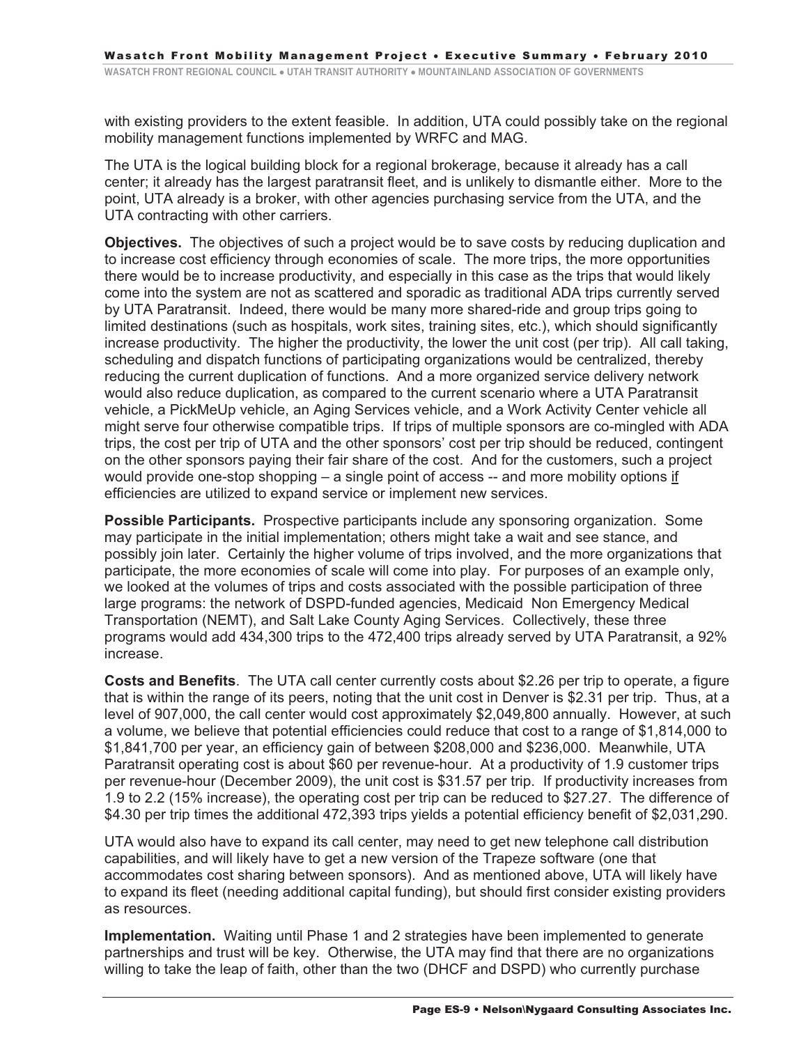with existing providers to the extent feasible. In addition, UTA could possibly take on the regional mobility management functions implemented by WRFC and MAG.

The UTA is the logical building block for a regional brokerage, because it already has a call center; it already has the largest paratransit fleet, and is unlikely to dismantle either. More to the point, UTA already is a broker, with other agencies purchasing service from the UTA, and the UTA contracting with other carriers.

**Objectives.** The objectives of such a project would be to save costs by reducing duplication and to increase cost efficiency through economies of scale. The more trips, the more opportunities there would be to increase productivity, and especially in this case as the trips that would likely come into the system are not as scattered and sporadic as traditional ADA trips currently served by UTA Paratransit. Indeed, there would be many more shared-ride and group trips going to limited destinations (such as hospitals, work sites, training sites, etc.), which should significantly increase productivity. The higher the productivity, the lower the unit cost (per trip). All call taking, scheduling and dispatch functions of participating organizations would be centralized, thereby reducing the current duplication of functions. And a more organized service delivery network would also reduce duplication, as compared to the current scenario where a UTA Paratransit vehicle, a PickMeUp vehicle, an Aging Services vehicle, and a Work Activity Center vehicle all might serve four otherwise compatible trips. If trips of multiple sponsors are co-mingled with ADA trips, the cost per trip of UTA and the other sponsors' cost per trip should be reduced, contingent on the other sponsors paying their fair share of the cost. And for the customers, such a project would provide one-stop shopping – a single point of access -- and more mobility options if efficiencies are utilized to expand service or implement new services.

**Possible Participants.** Prospective participants include any sponsoring organization. Some may participate in the initial implementation; others might take a wait and see stance, and possibly join later. Certainly the higher volume of trips involved, and the more organizations that participate, the more economies of scale will come into play. For purposes of an example only, we looked at the volumes of trips and costs associated with the possible participation of three large programs: the network of DSPD-funded agencies, Medicaid Non Emergency Medical Transportation (NEMT), and Salt Lake County Aging Services. Collectively, these three programs would add 434,300 trips to the 472,400 trips already served by UTA Paratransit, a 92% increase.

**Costs and Benefits**. The UTA call center currently costs about $2.26 per trip to operate, a figure that is within the range of its peers, noting that the unit cost in Denver is $2.31 per trip. Thus, at a level of 907,000, the call center would cost approximately $2,049,800 annually. However, at such a volume, we believe that potential efficiencies could reduce that cost to a range of $1,814,000 to $1,841,700 per year, an efficiency gain of between $208,000 and $236,000. Meanwhile, UTA Paratransit operating cost is about $60 per revenue-hour. At a productivity of 1.9 customer trips per revenue-hour (December 2009), the unit cost is $31.57 per trip. If productivity increases from 1.9 to 2.2 (15% increase), the operating cost per trip can be reduced to $27.27. The difference of $4.30 per trip times the additional 472,393 trips yields a potential efficiency benefit of $2,031,290.

UTA would also have to expand its call center, may need to get new telephone call distribution capabilities, and will likely have to get a new version of the Trapeze software (one that accommodates cost sharing between sponsors). And as mentioned above, UTA will likely have to expand its fleet (needing additional capital funding), but should first consider existing providers as resources.

**Implementation.** Waiting until Phase 1 and 2 strategies have been implemented to generate partnerships and trust will be key. Otherwise, the UTA may find that there are no organizations willing to take the leap of faith, other than the two (DHCF and DSPD) who currently purchase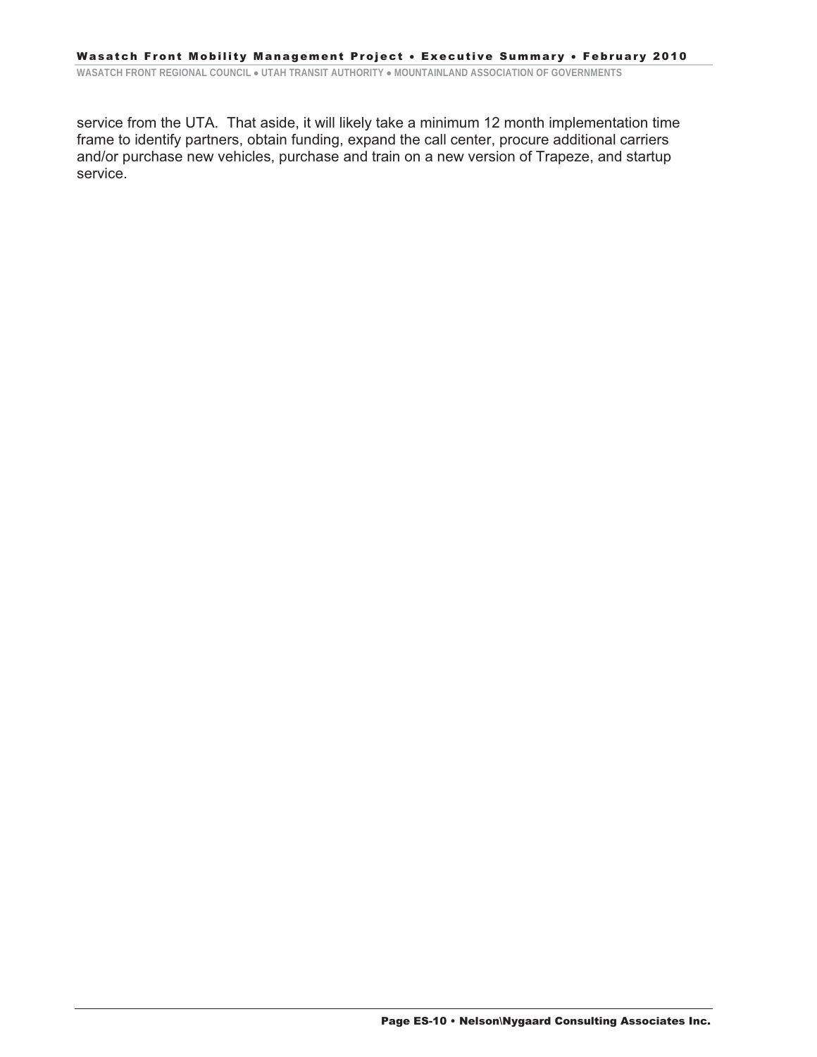service from the UTA. That aside, it will likely take a minimum 12 month implementation time frame to identify partners, obtain funding, expand the call center, procure additional carriers and/or purchase new vehicles, purchase and train on a new version of Trapeze, and startup service.